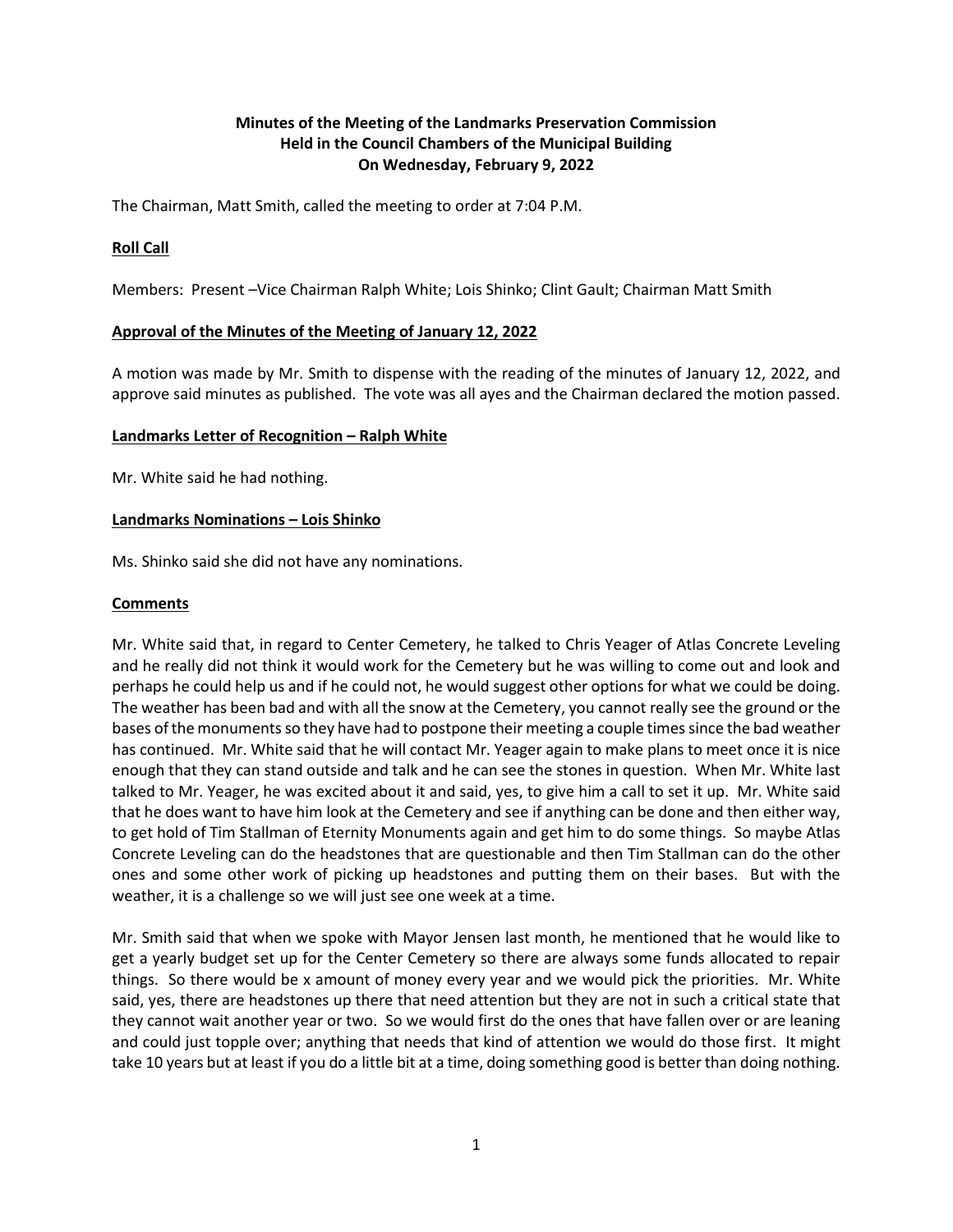**Minutes of the Meeting of the Landmarks Preservation Commission**
**Held in the Council Chambers of the Municipal Building**
**On Wednesday, February 9, 2022**

The Chairman, Matt Smith, called the meeting to order at 7:04 P.M.

**Roll Call**

Members: Present –Vice Chairman Ralph White; Lois Shinko; Clint Gault; Chairman Matt Smith

**Approval of the Minutes of the Meeting of January 12, 2022**

A motion was made by Mr. Smith to dispense with the reading of the minutes of January 12, 2022, and approve said minutes as published. The vote was all ayes and the Chairman declared the motion passed.

**Landmarks Letter of Recognition – Ralph White**

Mr. White said he had nothing.

**Landmarks Nominations – Lois Shinko**

Ms. Shinko said she did not have any nominations.

**Comments**

Mr. White said that, in regard to Center Cemetery, he talked to Chris Yeager of Atlas Concrete Leveling and he really did not think it would work for the Cemetery but he was willing to come out and look and perhaps he could help us and if he could not, he would suggest other options for what we could be doing. The weather has been bad and with all the snow at the Cemetery, you cannot really see the ground or the bases of the monuments so they have had to postpone their meeting a couple times since the bad weather has continued. Mr. White said that he will contact Mr. Yeager again to make plans to meet once it is nice enough that they can stand outside and talk and he can see the stones in question. When Mr. White last talked to Mr. Yeager, he was excited about it and said, yes, to give him a call to set it up. Mr. White said that he does want to have him look at the Cemetery and see if anything can be done and then either way, to get hold of Tim Stallman of Eternity Monuments again and get him to do some things. So maybe Atlas Concrete Leveling can do the headstones that are questionable and then Tim Stallman can do the other ones and some other work of picking up headstones and putting them on their bases. But with the weather, it is a challenge so we will just see one week at a time.

Mr. Smith said that when we spoke with Mayor Jensen last month, he mentioned that he would like to get a yearly budget set up for the Center Cemetery so there are always some funds allocated to repair things. So there would be x amount of money every year and we would pick the priorities. Mr. White said, yes, there are headstones up there that need attention but they are not in such a critical state that they cannot wait another year or two. So we would first do the ones that have fallen over or are leaning and could just topple over; anything that needs that kind of attention we would do those first. It might take 10 years but at least if you do a little bit at a time, doing something good is better than doing nothing.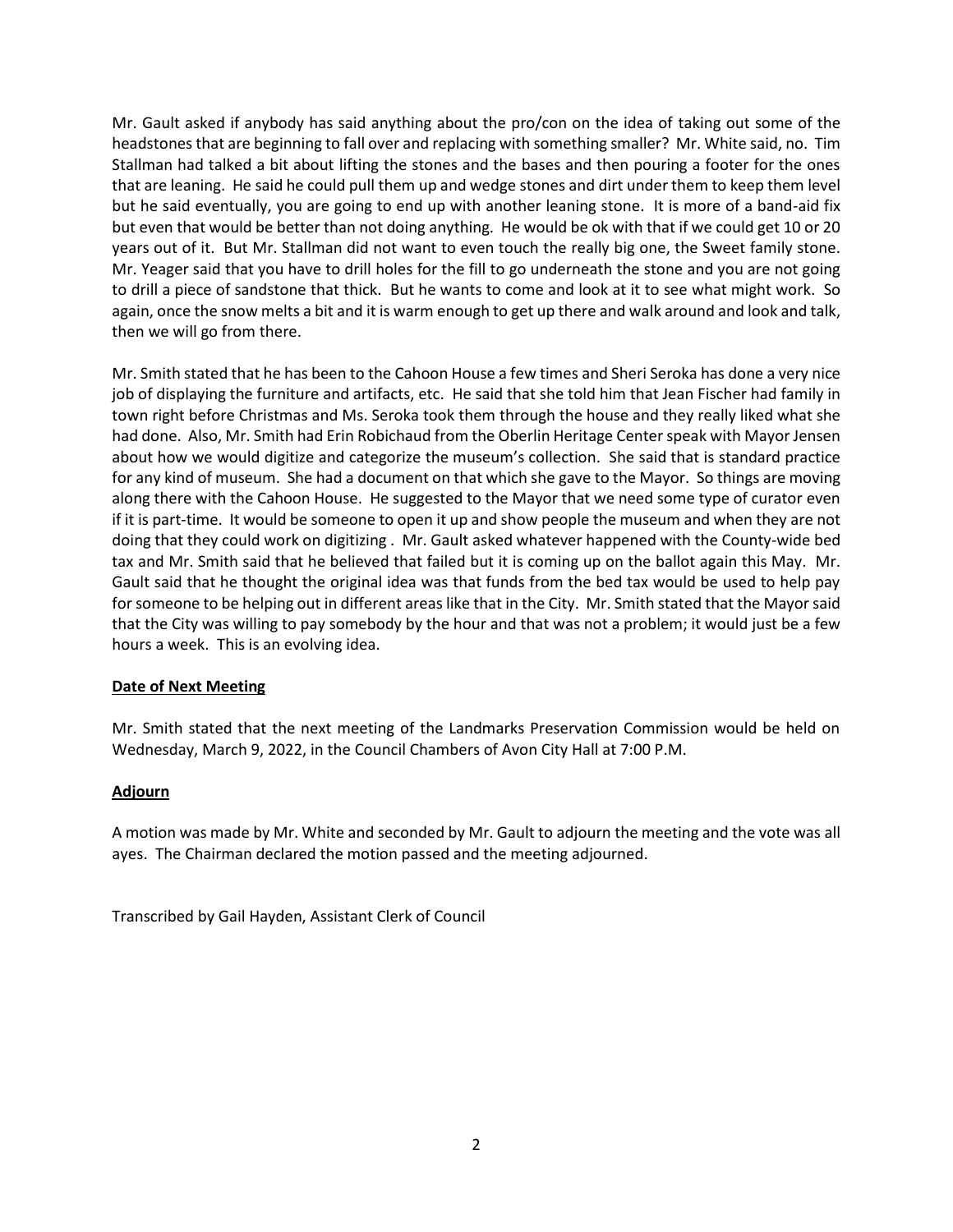Mr. Gault asked if anybody has said anything about the pro/con on the idea of taking out some of the headstones that are beginning to fall over and replacing with something smaller? Mr. White said, no. Tim Stallman had talked a bit about lifting the stones and the bases and then pouring a footer for the ones that are leaning. He said he could pull them up and wedge stones and dirt under them to keep them level but he said eventually, you are going to end up with another leaning stone. It is more of a band-aid fix but even that would be better than not doing anything. He would be ok with that if we could get 10 or 20 years out of it. But Mr. Stallman did not want to even touch the really big one, the Sweet family stone. Mr. Yeager said that you have to drill holes for the fill to go underneath the stone and you are not going to drill a piece of sandstone that thick. But he wants to come and look at it to see what might work. So again, once the snow melts a bit and it is warm enough to get up there and walk around and look and talk, then we will go from there.

Mr. Smith stated that he has been to the Cahoon House a few times and Sheri Seroka has done a very nice job of displaying the furniture and artifacts, etc. He said that she told him that Jean Fischer had family in town right before Christmas and Ms. Seroka took them through the house and they really liked what she had done. Also, Mr. Smith had Erin Robichaud from the Oberlin Heritage Center speak with Mayor Jensen about how we would digitize and categorize the museum's collection. She said that is standard practice for any kind of museum. She had a document on that which she gave to the Mayor. So things are moving along there with the Cahoon House. He suggested to the Mayor that we need some type of curator even if it is part-time. It would be someone to open it up and show people the museum and when they are not doing that they could work on digitizing . Mr. Gault asked whatever happened with the County-wide bed tax and Mr. Smith said that he believed that failed but it is coming up on the ballot again this May. Mr. Gault said that he thought the original idea was that funds from the bed tax would be used to help pay for someone to be helping out in different areas like that in the City. Mr. Smith stated that the Mayor said that the City was willing to pay somebody by the hour and that was not a problem; it would just be a few hours a week. This is an evolving idea.

**Date of Next Meeting**

Mr. Smith stated that the next meeting of the Landmarks Preservation Commission would be held on Wednesday, March 9, 2022, in the Council Chambers of Avon City Hall at 7:00 P.M.

**Adjourn**

A motion was made by Mr. White and seconded by Mr. Gault to adjourn the meeting and the vote was all ayes. The Chairman declared the motion passed and the meeting adjourned.

Transcribed by Gail Hayden, Assistant Clerk of Council